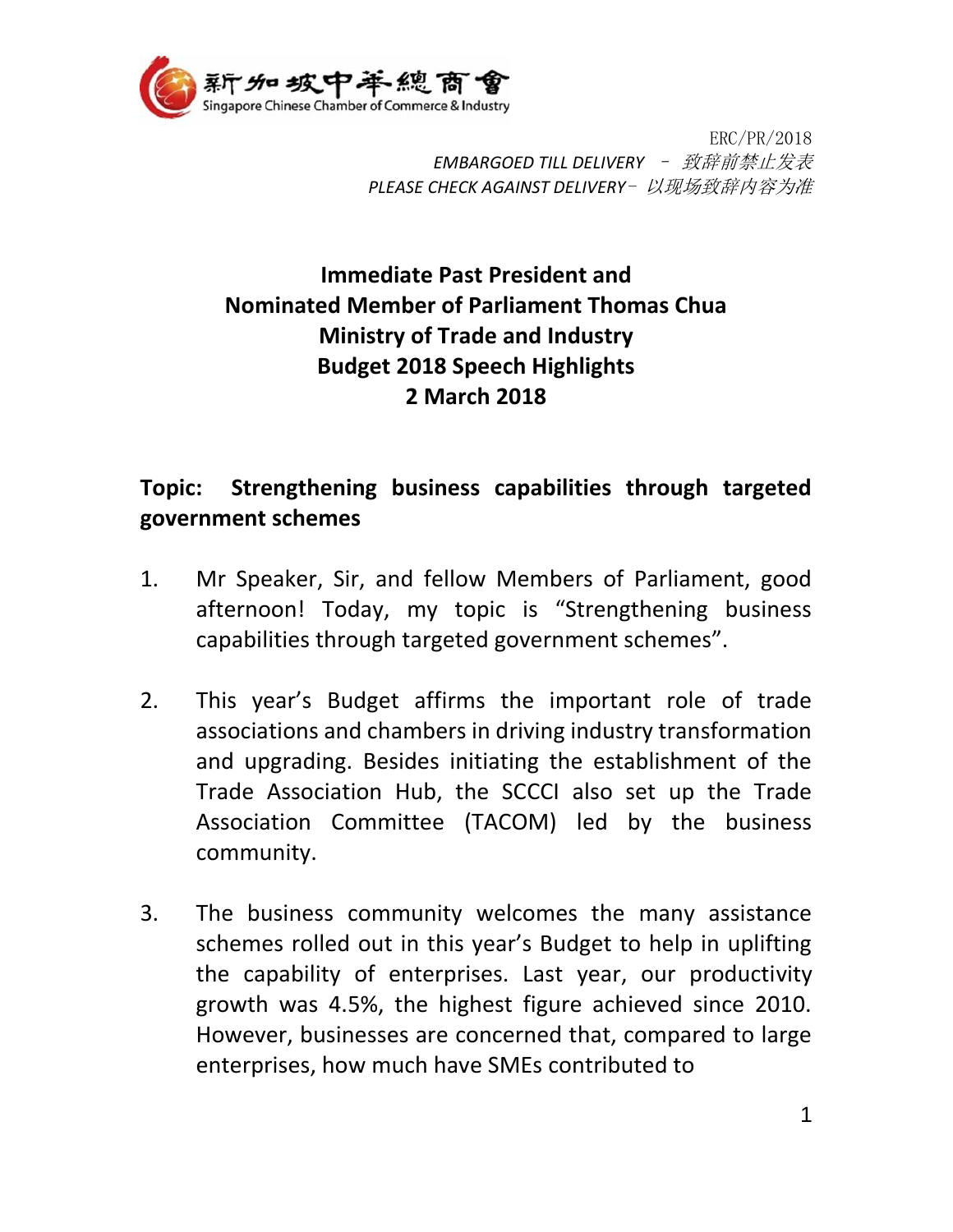新加坡中華總商會
Singapore Chinese Chamber of Commerce & Industry

ERC/PR/2018
*EMBARGOED TILL DELIVERY – 致辞前禁止发表*
*PLEASE CHECK AGAINST DELIVERY– 以现场致辞内容为准*

**Immediate Past President and**
**Nominated Member of Parliament Thomas Chua**
**Ministry of Trade and Industry**
**Budget 2018 Speech Highlights**
**2 March 2018**

**Topic: Strengthening business capabilities through targeted government schemes**

1. Mr Speaker, Sir, and fellow Members of Parliament, good afternoon! Today, my topic is "Strengthening business capabilities through targeted government schemes".

2. This year's Budget affirms the important role of trade associations and chambers in driving industry transformation and upgrading. Besides initiating the establishment of the Trade Association Hub, the SCCCI also set up the Trade Association Committee (TACOM) led by the business community.

3. The business community welcomes the many assistance schemes rolled out in this year's Budget to help in uplifting the capability of enterprises. Last year, our productivity growth was 4.5%, the highest figure achieved since 2010. However, businesses are concerned that, compared to large enterprises, how much have SMEs contributed to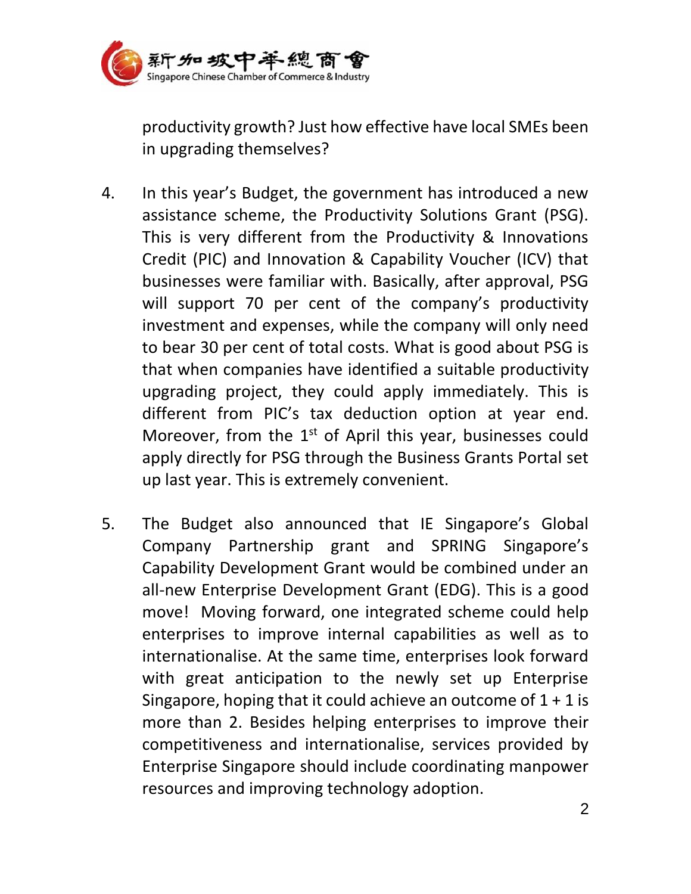productivity growth? Just how effective have local SMEs been in upgrading themselves?

4. In this year's Budget, the government has introduced a new assistance scheme, the Productivity Solutions Grant (PSG). This is very different from the Productivity & Innovations Credit (PIC) and Innovation & Capability Voucher (ICV) that businesses were familiar with. Basically, after approval, PSG will support 70 per cent of the company's productivity investment and expenses, while the company will only need to bear 30 per cent of total costs. What is good about PSG is that when companies have identified a suitable productivity upgrading project, they could apply immediately. This is different from PIC's tax deduction option at year end. Moreover, from the 1st of April this year, businesses could apply directly for PSG through the Business Grants Portal set up last year. This is extremely convenient.

5. The Budget also announced that IE Singapore's Global Company Partnership grant and SPRING Singapore's Capability Development Grant would be combined under an all-new Enterprise Development Grant (EDG). This is a good move! Moving forward, one integrated scheme could help enterprises to improve internal capabilities as well as to internationalise. At the same time, enterprises look forward with great anticipation to the newly set up Enterprise Singapore, hoping that it could achieve an outcome of 1 + 1 is more than 2. Besides helping enterprises to improve their competitiveness and internationalise, services provided by Enterprise Singapore should include coordinating manpower resources and improving technology adoption.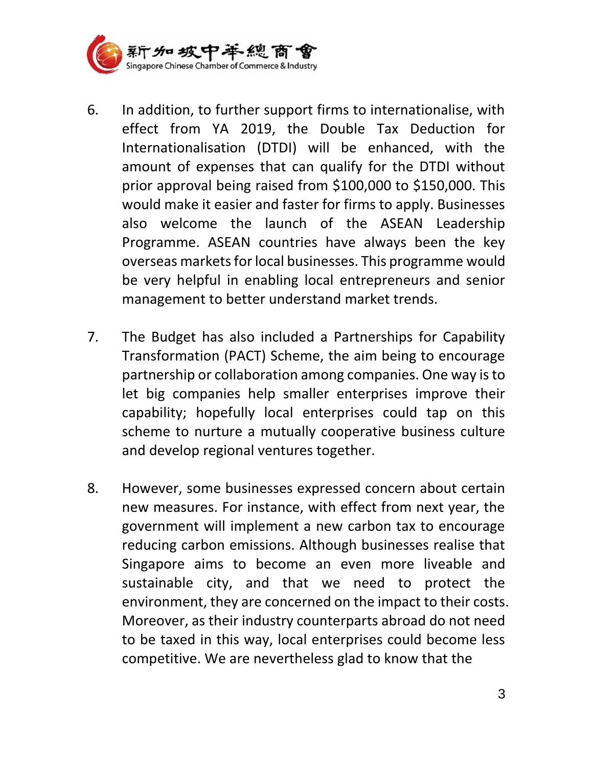6. In addition, to further support firms to internationalise, with effect from YA 2019, the Double Tax Deduction for Internationalisation (DTDI) will be enhanced, with the amount of expenses that can qualify for the DTDI without prior approval being raised from $100,000 to $150,000. This would make it easier and faster for firms to apply. Businesses also welcome the launch of the ASEAN Leadership Programme. ASEAN countries have always been the key overseas markets for local businesses. This programme would be very helpful in enabling local entrepreneurs and senior management to better understand market trends.

7. The Budget has also included a Partnerships for Capability Transformation (PACT) Scheme, the aim being to encourage partnership or collaboration among companies. One way is to let big companies help smaller enterprises improve their capability; hopefully local enterprises could tap on this scheme to nurture a mutually cooperative business culture and develop regional ventures together.

8. However, some businesses expressed concern about certain new measures. For instance, with effect from next year, the government will implement a new carbon tax to encourage reducing carbon emissions. Although businesses realise that Singapore aims to become an even more liveable and sustainable city, and that we need to protect the environment, they are concerned on the impact to their costs. Moreover, as their industry counterparts abroad do not need to be taxed in this way, local enterprises could become less competitive. We are nevertheless glad to know that the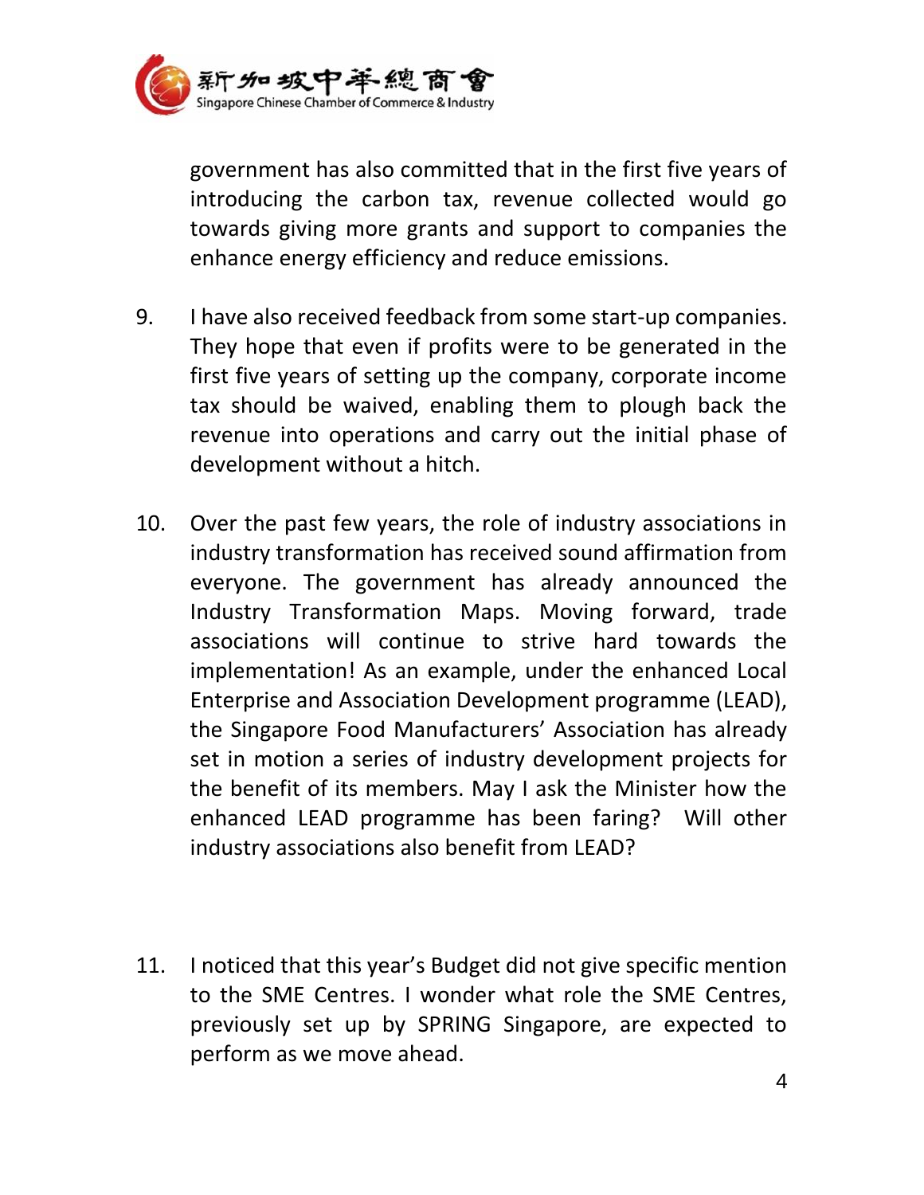government has also committed that in the first five years of introducing the carbon tax, revenue collected would go towards giving more grants and support to companies the enhance energy efficiency and reduce emissions.

9. I have also received feedback from some start-up companies. They hope that even if profits were to be generated in the first five years of setting up the company, corporate income tax should be waived, enabling them to plough back the revenue into operations and carry out the initial phase of development without a hitch.

10. Over the past few years, the role of industry associations in industry transformation has received sound affirmation from everyone. The government has already announced the Industry Transformation Maps. Moving forward, trade associations will continue to strive hard towards the implementation! As an example, under the enhanced Local Enterprise and Association Development programme (LEAD), the Singapore Food Manufacturers' Association has already set in motion a series of industry development projects for the benefit of its members. May I ask the Minister how the enhanced LEAD programme has been faring? Will other industry associations also benefit from LEAD?

11. I noticed that this year's Budget did not give specific mention to the SME Centres. I wonder what role the SME Centres, previously set up by SPRING Singapore, are expected to perform as we move ahead.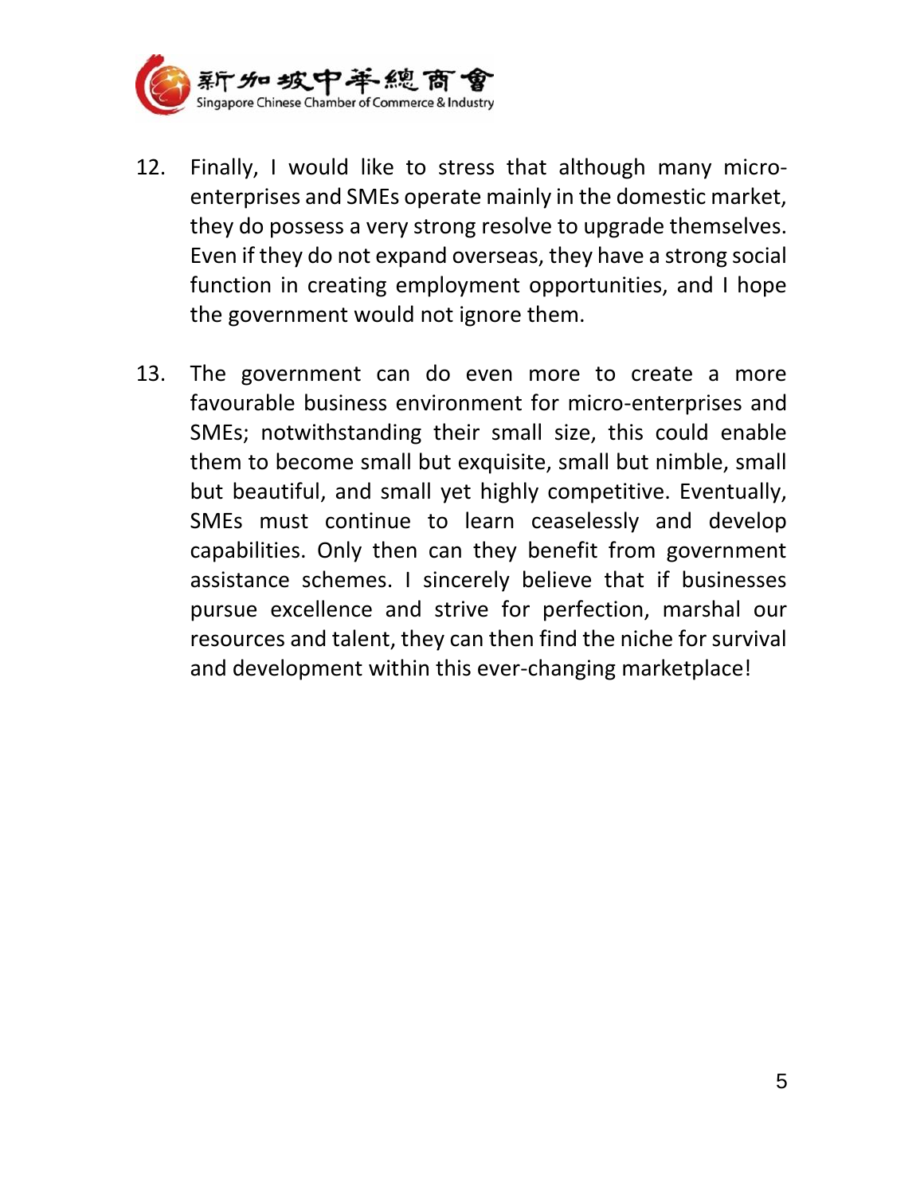12. Finally, I would like to stress that although many micro-enterprises and SMEs operate mainly in the domestic market, they do possess a very strong resolve to upgrade themselves. Even if they do not expand overseas, they have a strong social function in creating employment opportunities, and I hope the government would not ignore them.

13. The government can do even more to create a more favourable business environment for micro-enterprises and SMEs; notwithstanding their small size, this could enable them to become small but exquisite, small but nimble, small but beautiful, and small yet highly competitive. Eventually, SMEs must continue to learn ceaselessly and develop capabilities. Only then can they benefit from government assistance schemes. I sincerely believe that if businesses pursue excellence and strive for perfection, marshal our resources and talent, they can then find the niche for survival and development within this ever-changing marketplace!